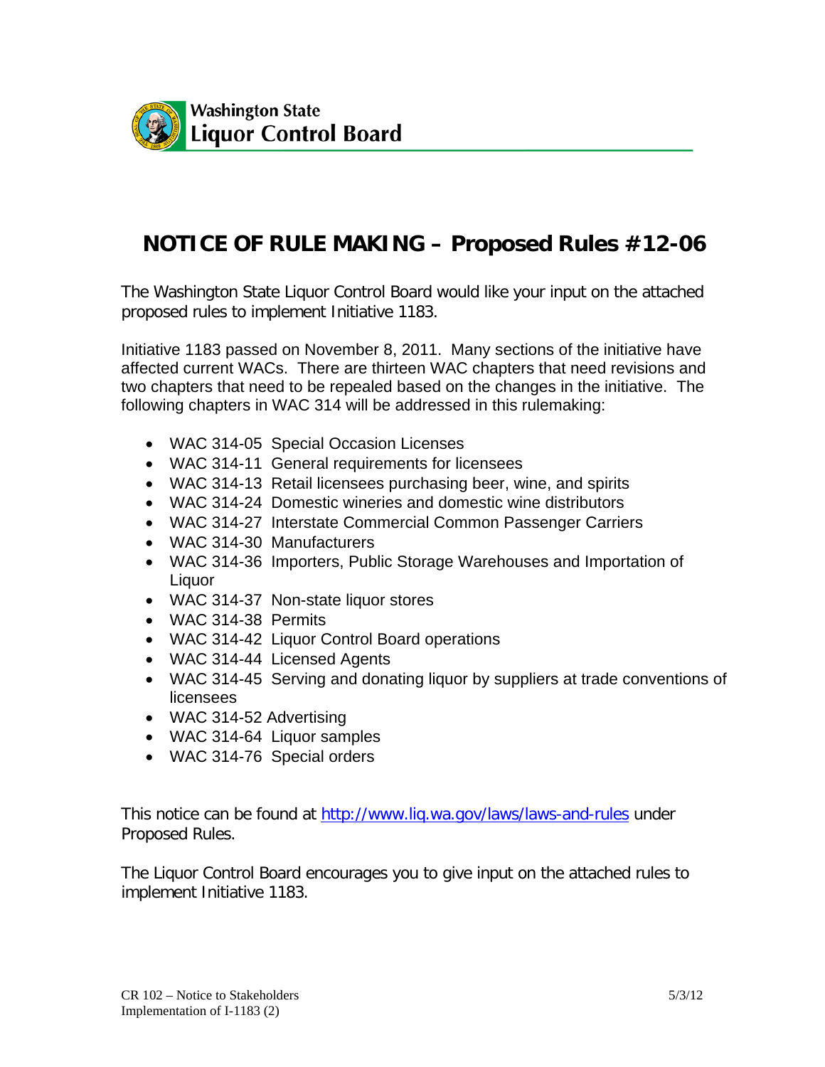Washington State
Liquor Control Board

# NOTICE OF RULE MAKING – Proposed Rules #12-06

The Washington State Liquor Control Board would like your input on the attached proposed rules to implement Initiative 1183.

Initiative 1183 passed on November 8, 2011. Many sections of the initiative have affected current WACs. There are thirteen WAC chapters that need revisions and two chapters that need to be repealed based on the changes in the initiative. The following chapters in WAC 314 will be addressed in this rulemaking:

- WAC 314-05 Special Occasion Licenses
- WAC 314-11 General requirements for licensees
- WAC 314-13 Retail licensees purchasing beer, wine, and spirits
- WAC 314-24 Domestic wineries and domestic wine distributors
- WAC 314-27 Interstate Commercial Common Passenger Carriers
- WAC 314-30 Manufacturers
- WAC 314-36 Importers, Public Storage Warehouses and Importation of Liquor
- WAC 314-37 Non-state liquor stores
- WAC 314-38 Permits
- WAC 314-42 Liquor Control Board operations
- WAC 314-44 Licensed Agents
- WAC 314-45 Serving and donating liquor by suppliers at trade conventions of licensees
- WAC 314-52 Advertising
- WAC 314-64 Liquor samples
- WAC 314-76 Special orders

This notice can be found at http://www.liq.wa.gov/laws/laws-and-rules under Proposed Rules.

The Liquor Control Board encourages you to give input on the attached rules to implement Initiative 1183.

CR 102 – Notice to Stakeholders
Implementation of I-1183 (2)

5/3/12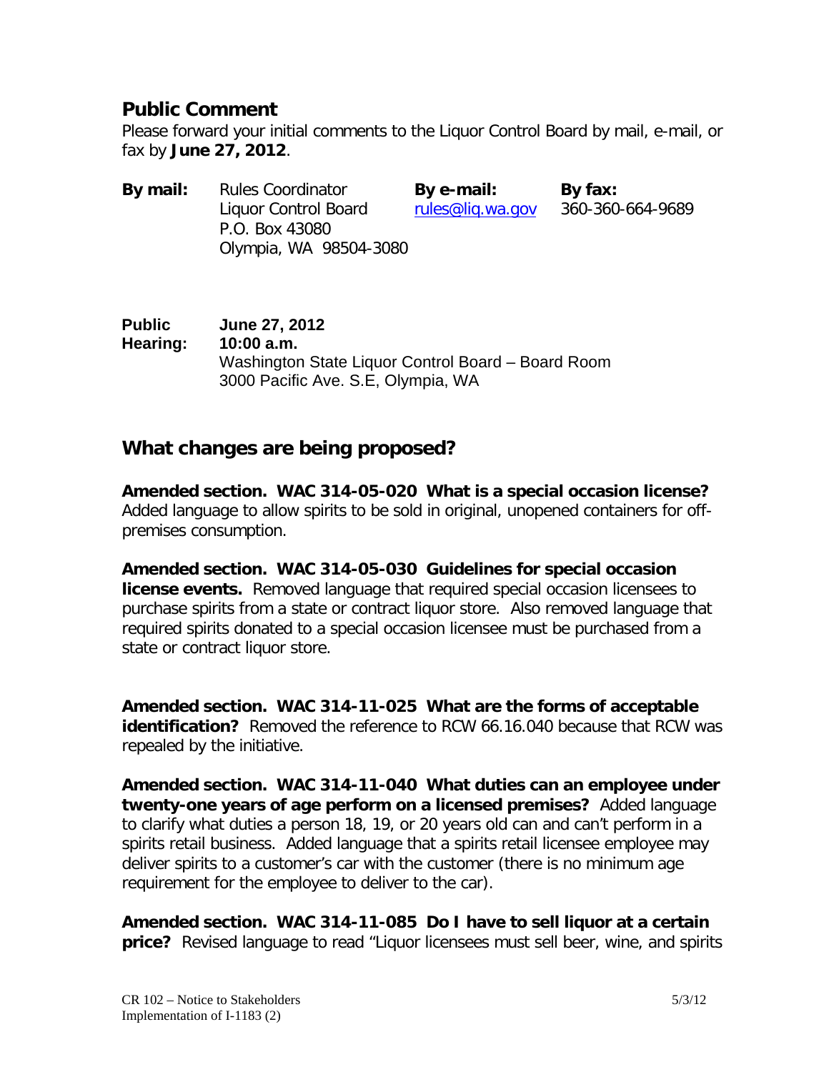## Public Comment

Please forward your initial comments to the Liquor Control Board by mail, e-mail, or fax by **June 27, 2012**.

**By mail:** Rules Coordinator
Liquor Control Board
P.O. Box 43080
Olympia, WA 98504-3080

**By e-mail:** rules@liq.wa.gov

**By fax:** 360-360-664-9689

**Public Hearing:** **June 27, 2012**
**10:00 a.m.**
Washington State Liquor Control Board – Board Room
3000 Pacific Ave. S.E, Olympia, WA

## What changes are being proposed?

**Amended section. WAC 314-05-020 What is a special occasion license?** Added language to allow spirits to be sold in original, unopened containers for off-premises consumption.

**Amended section. WAC 314-05-030 Guidelines for special occasion license events.** Removed language that required special occasion licensees to purchase spirits from a state or contract liquor store. Also removed language that required spirits donated to a special occasion licensee must be purchased from a state or contract liquor store.

**Amended section. WAC 314-11-025 What are the forms of acceptable identification?** Removed the reference to RCW 66.16.040 because that RCW was repealed by the initiative.

**Amended section. WAC 314-11-040 What duties can an employee under twenty-one years of age perform on a licensed premises?** Added language to clarify what duties a person 18, 19, or 20 years old can and can't perform in a spirits retail business. Added language that a spirits retail licensee employee may deliver spirits to a customer's car with the customer (there is no minimum age requirement for the employee to deliver to the car).

**Amended section. WAC 314-11-085 Do I have to sell liquor at a certain price?** Revised language to read "Liquor licensees must sell beer, wine, and spirits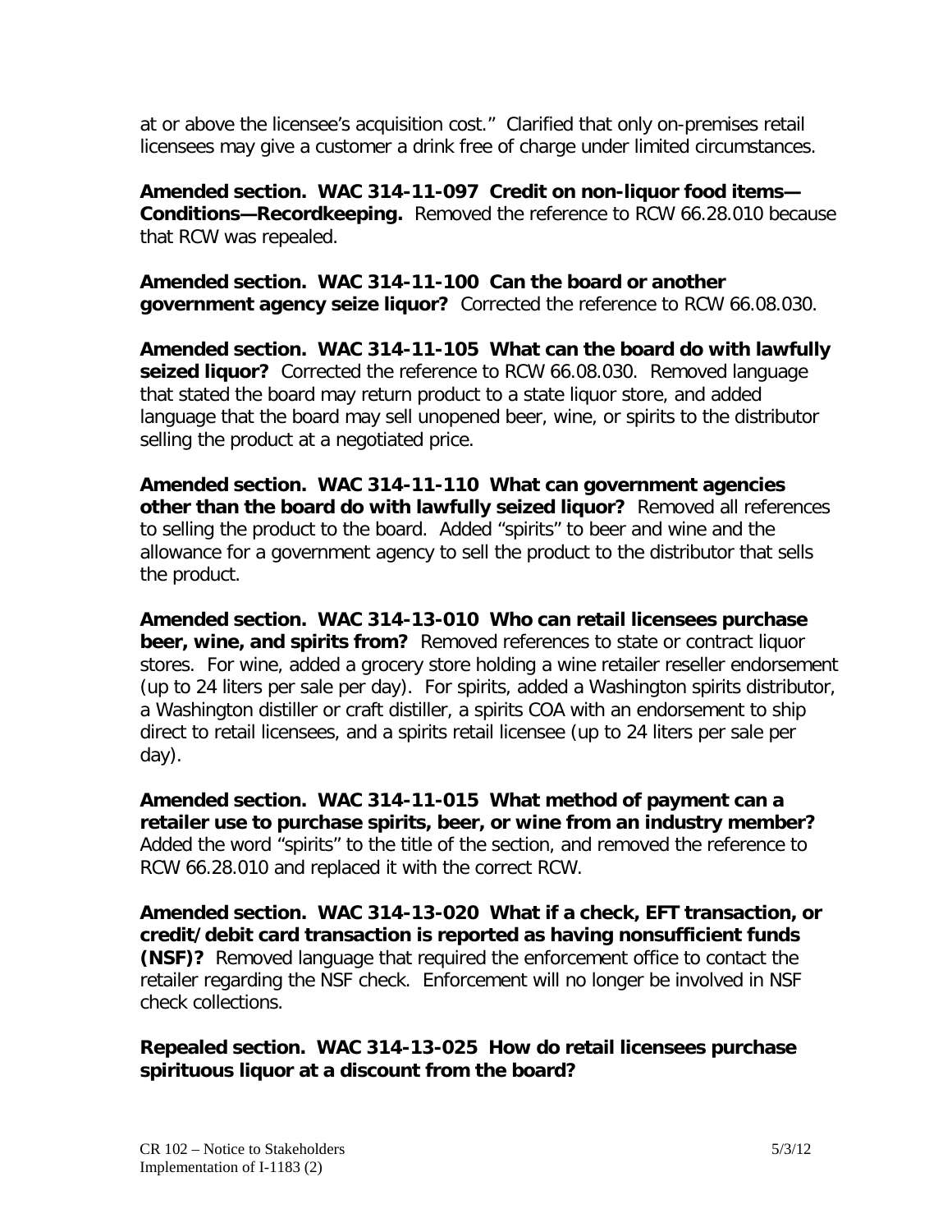at or above the licensee's acquisition cost." Clarified that only on-premises retail licensees may give a customer a drink free of charge under limited circumstances.

**Amended section. WAC 314-11-097 Credit on non-liquor food items—Conditions—Recordkeeping.** Removed the reference to RCW 66.28.010 because that RCW was repealed.

**Amended section. WAC 314-11-100 Can the board or another government agency seize liquor?** Corrected the reference to RCW 66.08.030.

**Amended section. WAC 314-11-105 What can the board do with lawfully seized liquor?** Corrected the reference to RCW 66.08.030. Removed language that stated the board may return product to a state liquor store, and added language that the board may sell unopened beer, wine, or spirits to the distributor selling the product at a negotiated price.

**Amended section. WAC 314-11-110 What can government agencies other than the board do with lawfully seized liquor?** Removed all references to selling the product to the board. Added "spirits" to beer and wine and the allowance for a government agency to sell the product to the distributor that sells the product.

**Amended section. WAC 314-13-010 Who can retail licensees purchase beer, wine, and spirits from?** Removed references to state or contract liquor stores. For wine, added a grocery store holding a wine retailer reseller endorsement (up to 24 liters per sale per day). For spirits, added a Washington spirits distributor, a Washington distiller or craft distiller, a spirits COA with an endorsement to ship direct to retail licensees, and a spirits retail licensee (up to 24 liters per sale per day).

**Amended section. WAC 314-11-015 What method of payment can a retailer use to purchase spirits, beer, or wine from an industry member?** Added the word "spirits" to the title of the section, and removed the reference to RCW 66.28.010 and replaced it with the correct RCW.

**Amended section. WAC 314-13-020 What if a check, EFT transaction, or credit/debit card transaction is reported as having nonsufficient funds (NSF)?** Removed language that required the enforcement office to contact the retailer regarding the NSF check. Enforcement will no longer be involved in NSF check collections.

**Repealed section. WAC 314-13-025 How do retail licensees purchase spirituous liquor at a discount from the board?**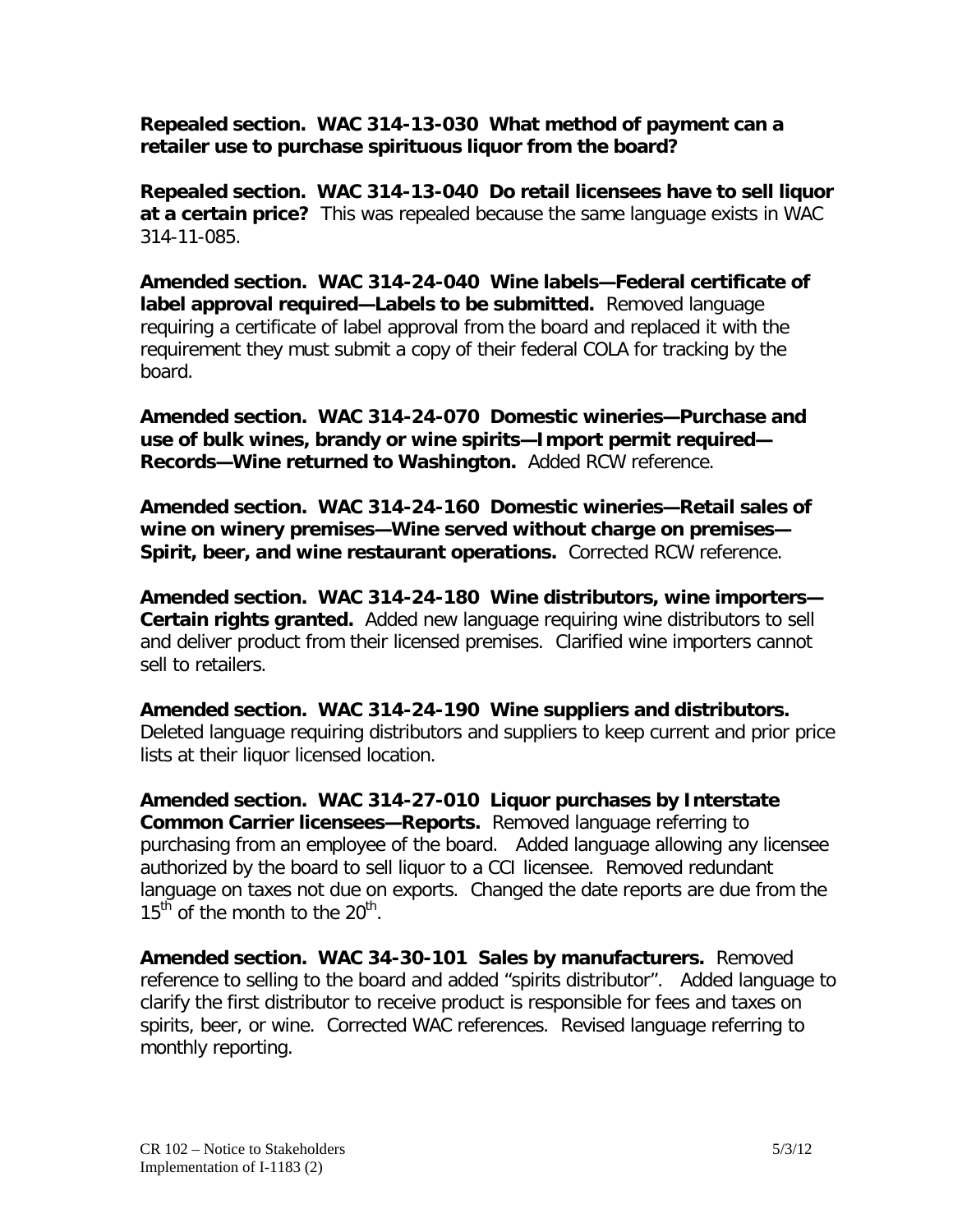**Repealed section. WAC 314-13-030 What method of payment can a retailer use to purchase spirituous liquor from the board?**

**Repealed section. WAC 314-13-040 Do retail licensees have to sell liquor at a certain price?** This was repealed because the same language exists in WAC 314-11-085.

**Amended section. WAC 314-24-040 Wine labels—Federal certificate of label approval required—Labels to be submitted.** Removed language requiring a certificate of label approval from the board and replaced it with the requirement they must submit a copy of their federal COLA for tracking by the board.

**Amended section. WAC 314-24-070 Domestic wineries—Purchase and use of bulk wines, brandy or wine spirits—Import permit required—Records—Wine returned to Washington.** Added RCW reference.

**Amended section. WAC 314-24-160 Domestic wineries—Retail sales of wine on winery premises—Wine served without charge on premises—Spirit, beer, and wine restaurant operations.** Corrected RCW reference.

**Amended section. WAC 314-24-180 Wine distributors, wine importers—Certain rights granted.** Added new language requiring wine distributors to sell and deliver product from their licensed premises. Clarified wine importers cannot sell to retailers.

**Amended section. WAC 314-24-190 Wine suppliers and distributors.** Deleted language requiring distributors and suppliers to keep current and prior price lists at their liquor licensed location.

**Amended section. WAC 314-27-010 Liquor purchases by Interstate Common Carrier licensees—Reports.** Removed language referring to purchasing from an employee of the board. Added language allowing any licensee authorized by the board to sell liquor to a CCI licensee. Removed redundant language on taxes not due on exports. Changed the date reports are due from the 15th of the month to the 20th.

**Amended section. WAC 34-30-101 Sales by manufacturers.** Removed reference to selling to the board and added "spirits distributor". Added language to clarify the first distributor to receive product is responsible for fees and taxes on spirits, beer, or wine. Corrected WAC references. Revised language referring to monthly reporting.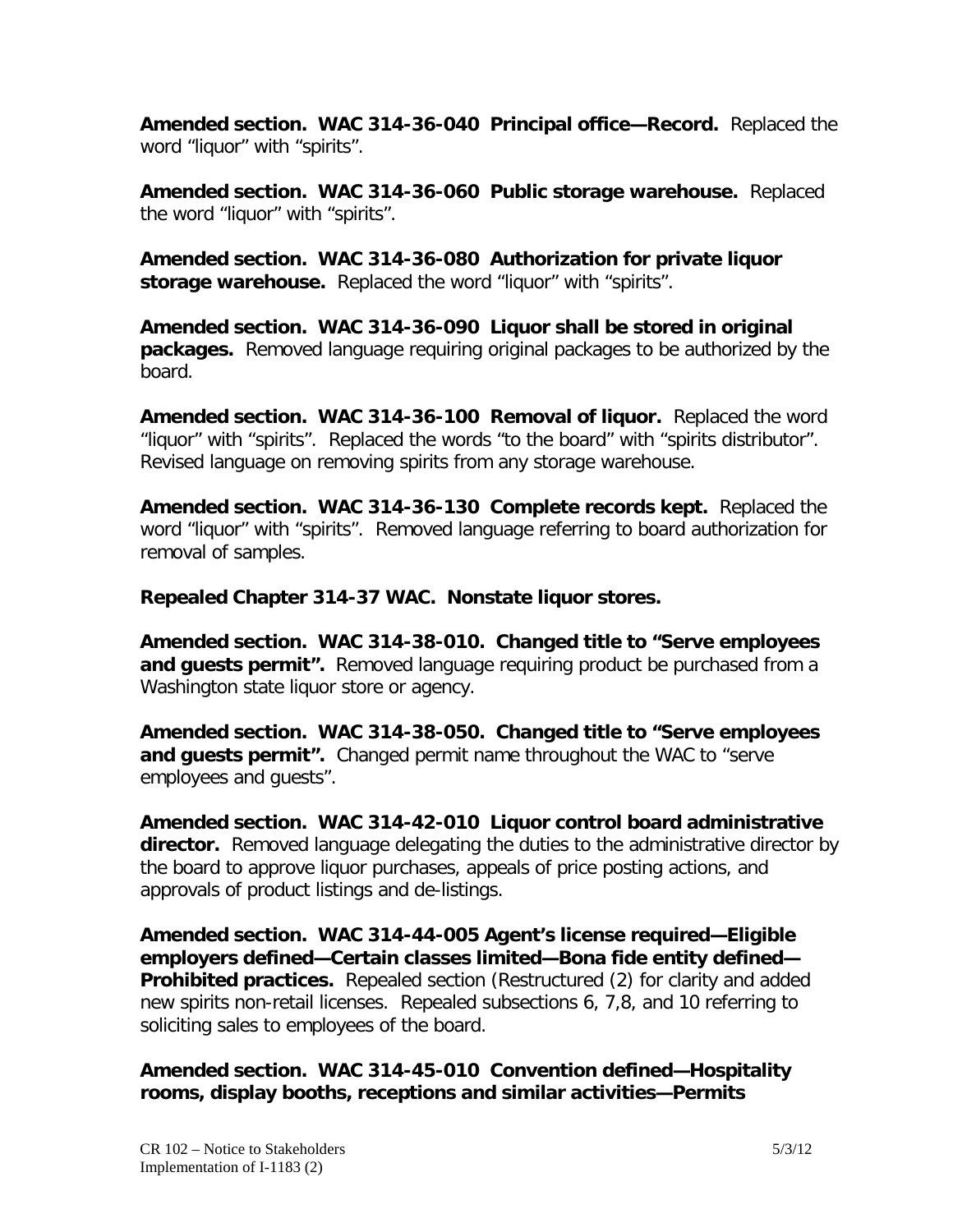**Amended section. WAC 314-36-040 Principal office—Record.** Replaced the word "liquor" with "spirits".

**Amended section. WAC 314-36-060 Public storage warehouse.** Replaced the word "liquor" with "spirits".

**Amended section. WAC 314-36-080 Authorization for private liquor storage warehouse.** Replaced the word "liquor" with "spirits".

**Amended section. WAC 314-36-090 Liquor shall be stored in original packages.** Removed language requiring original packages to be authorized by the board.

**Amended section. WAC 314-36-100 Removal of liquor.** Replaced the word "liquor" with "spirits". Replaced the words "to the board" with "spirits distributor". Revised language on removing spirits from any storage warehouse.

**Amended section. WAC 314-36-130 Complete records kept.** Replaced the word "liquor" with "spirits". Removed language referring to board authorization for removal of samples.

**Repealed Chapter 314-37 WAC. Nonstate liquor stores.**

**Amended section. WAC 314-38-010. Changed title to "Serve employees and guests permit".** Removed language requiring product be purchased from a Washington state liquor store or agency.

**Amended section. WAC 314-38-050. Changed title to "Serve employees and guests permit".** Changed permit name throughout the WAC to "serve employees and guests".

**Amended section. WAC 314-42-010 Liquor control board administrative director.** Removed language delegating the duties to the administrative director by the board to approve liquor purchases, appeals of price posting actions, and approvals of product listings and de-listings.

**Amended section. WAC 314-44-005 Agent's license required—Eligible employers defined—Certain classes limited—Bona fide entity defined—Prohibited practices.** Repealed section (Restructured (2) for clarity and added new spirits non-retail licenses. Repealed subsections 6, 7,8, and 10 referring to soliciting sales to employees of the board.

**Amended section. WAC 314-45-010 Convention defined—Hospitality rooms, display booths, receptions and similar activities—Permits**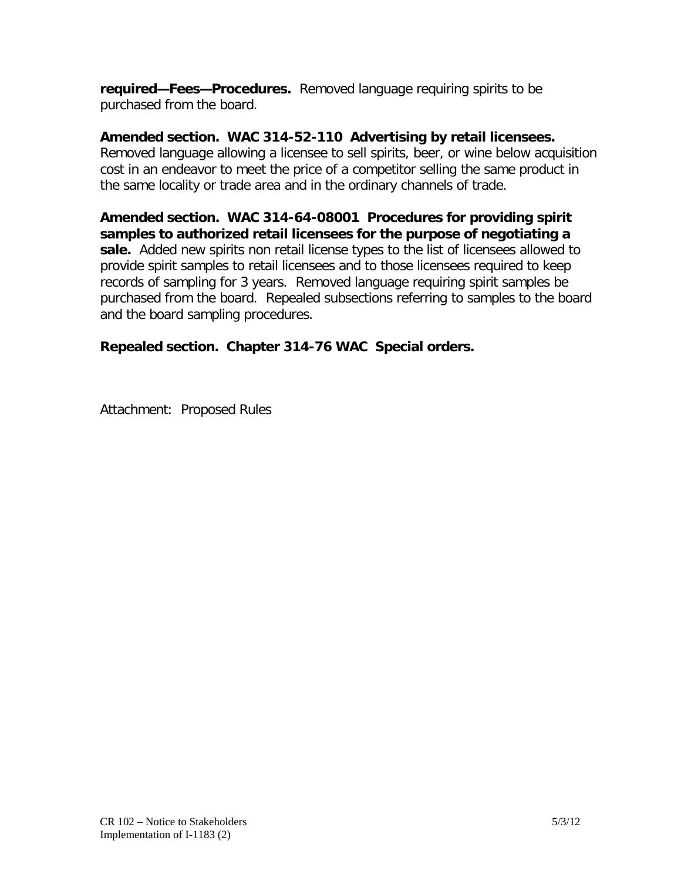**required—Fees—Procedures.** Removed language requiring spirits to be purchased from the board.

**Amended section. WAC 314-52-110 Advertising by retail licensees.** Removed language allowing a licensee to sell spirits, beer, or wine below acquisition cost in an endeavor to meet the price of a competitor selling the same product in the same locality or trade area and in the ordinary channels of trade.

**Amended section. WAC 314-64-08001 Procedures for providing spirit samples to authorized retail licensees for the purpose of negotiating a sale.** Added new spirits non retail license types to the list of licensees allowed to provide spirit samples to retail licensees and to those licensees required to keep records of sampling for 3 years. Removed language requiring spirit samples be purchased from the board. Repealed subsections referring to samples to the board and the board sampling procedures.

**Repealed section. Chapter 314-76 WAC Special orders.**

Attachment: Proposed Rules